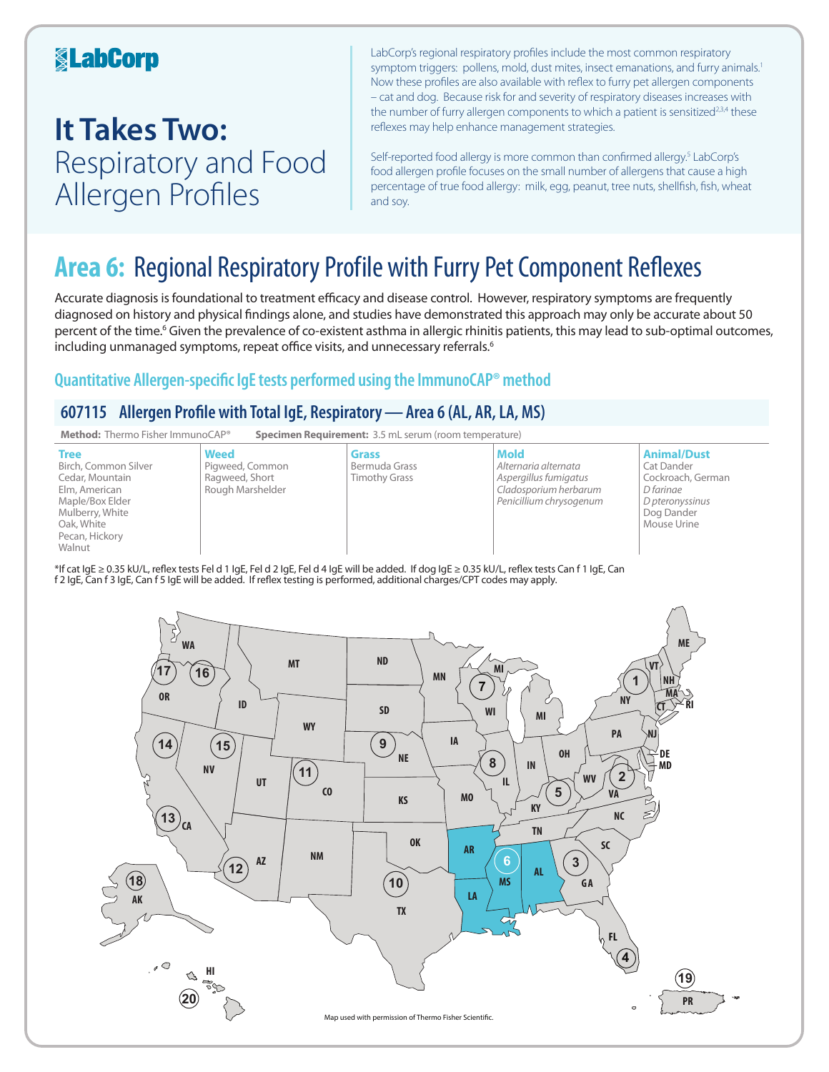LabCorp

# It Takes Two: Respiratory and Food Allergen Profiles

LabCorp's regional respiratory profiles include the most common respiratory symptom triggers: pollens, mold, dust mites, insect emanations, and furry animals.[1] Now these profiles are also available with reflex to furry pet allergen components – cat and dog. Because risk for and severity of respiratory diseases increases with the number of furry allergen components to which a patient is sensitized[2,3,4] these reflexes may help enhance management strategies.

Self-reported food allergy is more common than confirmed allergy.[5] LabCorp's food allergen profile focuses on the small number of allergens that cause a high percentage of true food allergy: milk, egg, peanut, tree nuts, shellfish, fish, wheat and soy.

## Area 6: Regional Respiratory Profile with Furry Pet Component Reflexes

Accurate diagnosis is foundational to treatment efficacy and disease control. However, respiratory symptoms are frequently diagnosed on history and physical findings alone, and studies have demonstrated this approach may only be accurate about 50 percent of the time.[6] Given the prevalence of co-existent asthma in allergic rhinitis patients, this may lead to sub-optimal outcomes, including unmanaged symptoms, repeat office visits, and unnecessary referrals.[6]

### Quantitative Allergen-specific IgE tests performed using the ImmunoCAP® method

### 607115 Allergen Profile with Total IgE, Respiratory — Area 6 (AL, AR, LA, MS)

**Method:** Thermo Fisher ImmunoCAP® **Specimen Requirement:** 3.5 mL serum (room temperature)

| Tree | Weed | Grass | Mold | Animal/Dust |
|---|---|---|---|---|
| Birch, Common Silver | Pigweed, Common | Bermuda Grass | *Alternaria alternata* | Cat Dander |
| Cedar, Mountain | Ragweed, Short | Timothy Grass | *Aspergillus fumigatus* | Cockroach, German |
| Elm, American | Rough Marshelder | | *Cladosporium herbarum* | *D farinae* |
| Maple/Box Elder | | | *Penicillium chrysogenum* | *D pteronyssinus* |
| Mulberry, White | | | | Dog Dander |
| Oak, White | | | | Mouse Urine |
| Pecan, Hickory | | | | |
| Walnut | | | | |

*If cat IgE ≥ 0.35 kU/L, reflex tests Fel d 1 IgE, Fel d 2 IgE, Fel d 4 IgE will be added. If dog IgE ≥ 0.35 kU/L, reflex tests Can f 1 IgE, Can f 2 IgE, Can f 3 IgE, Can f 5 IgE will be added. If reflex testing is performed, additional charges/CPT codes may apply.

Map used with permission of Thermo Fisher Scientific.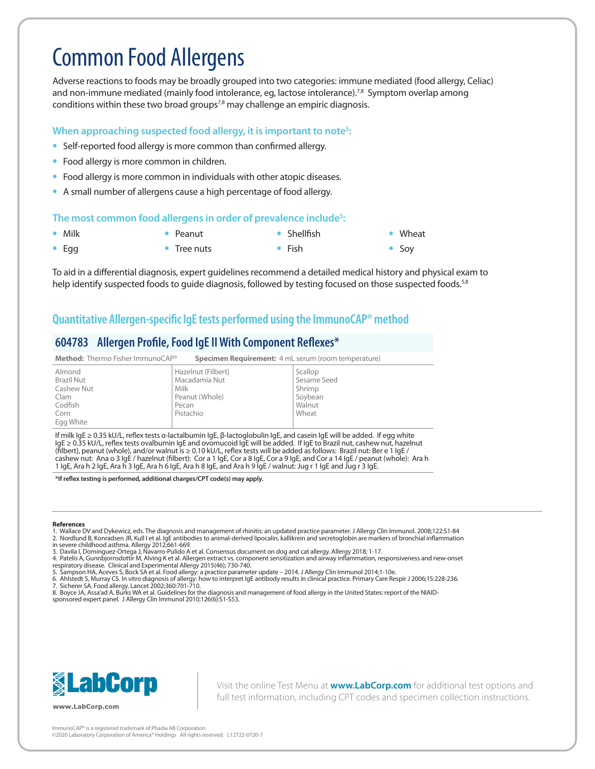// Document: f7e665078546, page 2 of 2

# Common Food Allergens

Adverse reactions to foods may be broadly grouped into two categories: immune mediated (food allergy, Celiac) and non-immune mediated (mainly food intolerance, eg, lactose intolerance).[7,8] Symptom overlap among conditions within these two broad groups[7,8] may challenge an empiric diagnosis.

### When approaching suspected food allergy, it is important to note[5]:

- Self-reported food allergy is more common than confirmed allergy.
- Food allergy is more common in children.
- Food allergy is more common in individuals with other atopic diseases.
- A small number of allergens cause a high percentage of food allergy.

### The most common food allergens in order of prevalence include[5]:

- Milk
- Egg
- Peanut
- Tree nuts
- Shellfish
- Fish
- Wheat
- Soy

To aid in a differential diagnosis, expert guidelines recommend a detailed medical history and physical exam to help identify suspected foods to guide diagnosis, followed by testing focused on those suspected foods.[5,8]

## Quantitative Allergen-specific IgE tests performed using the ImmunoCAP® method

### 604783 Allergen Profile, Food IgE II With Component Reflexes*

**Method:** Thermo Fisher ImmunoCAP® **Specimen Requirement:** 4 mL serum (room temperature)

| | | |
|---|---|---|
| Almond | Hazelnut (Filbert) | Scallop |
| Brazil Nut | Macadamia Nut | Sesame Seed |
| Cashew Nut | Milk | Shrimp |
| Clam | Peanut (Whole) | Soybean |
| Codfish | Pecan | Walnut |
| Corn | Pistachio | Wheat |
| Egg White | | |

If milk IgE ≥ 0.35 kU/L, reflex tests α-lactalbumin IgE, β-lactoglobulin IgE, and casein IgE will be added. If egg white IgE ≥ 0.35 kU/L, reflex tests ovalbumin IgE and ovomucoid IgE will be added. If IgE to Brazil nut, cashew nut, hazelnut (filbert), peanut (whole), and/or walnut is ≥ 0.10 kU/L, reflex tests will be added as follows: Brazil nut: Ber e 1 IgE / cashew nut: Ana o 3 IgE / hazelnut (filbert): Cor a 1 IgE, Cor a 8 IgE, Cor a 9 IgE, and Cor a 14 IgE / peanut (whole): Ara h 1 IgE, Ara h 2 IgE, Ara h 3 IgE, Ara h 6 IgE, Ara h 8 IgE, and Ara h 9 IgE / walnut: Jug r 1 IgE and Jug r 3 IgE.

**\*If reflex testing is performed, additional charges/CPT code(s) may apply.**

**References**

1. Wallace DV and Dykewicz, eds. The diagnosis and management of rhinitis: an updated practice parameter. J Allergy Clin Immunol. 2008;122:S1-84
2. Nordlund B, Konradsen JR, Kull I et al. IgE antibodies to animal-derived lipocalin, kallikrein and secretoglobin are markers of bronchial inflammation in severe childhood asthma. Allergy 2012;661-669.
3. Davila I, Dominguez-Ortega J, Navarro-Pulido A et al. Consensus document on dog and cat allergy. Allergy 2018; 1-17.
4. Patelis A, Gunnbjornsdottir M, Alving K et al. Allergen extract vs. component sensitization and airway inflammation, responsiveness and new-onset respiratory disease. Clinical and Experimental Allergy 2015(46); 730-740.
5. Sampson HA, Aceves S, Bock SA et al. Food allergy: a practice parameter update – 2014. J Allergy Clin Immunol 2014;1-10e.
6. Ahlstedt S, Murray CS. In vitro diagnosis of allergy: how to interpret IgE antibody results in clinical practice. Primary Care Respir J 2006;15:228-236.
7. Sicherer SA. Food allergy. Lancet 2002;360:701-710.
8. Boyce JA, Assa'ad A, Burks WA et al. Guidelines for the diagnosis and management of food allergy in the United States: report of the NIAID-sponsored expert panel. J Allergy Clin Immunol 2010;126(6):S1-S53.

LabCorp

www.LabCorp.com

Visit the online Test Menu at **www.LabCorp.com** for additional test options and full test information, including CPT codes and specimen collection instructions.

ImmunoCAP® is a registered trademark of Phadia AB Corporation.
©2020 Laboratory Corporation of America® Holdings All rights reserved. L12722-0720-7